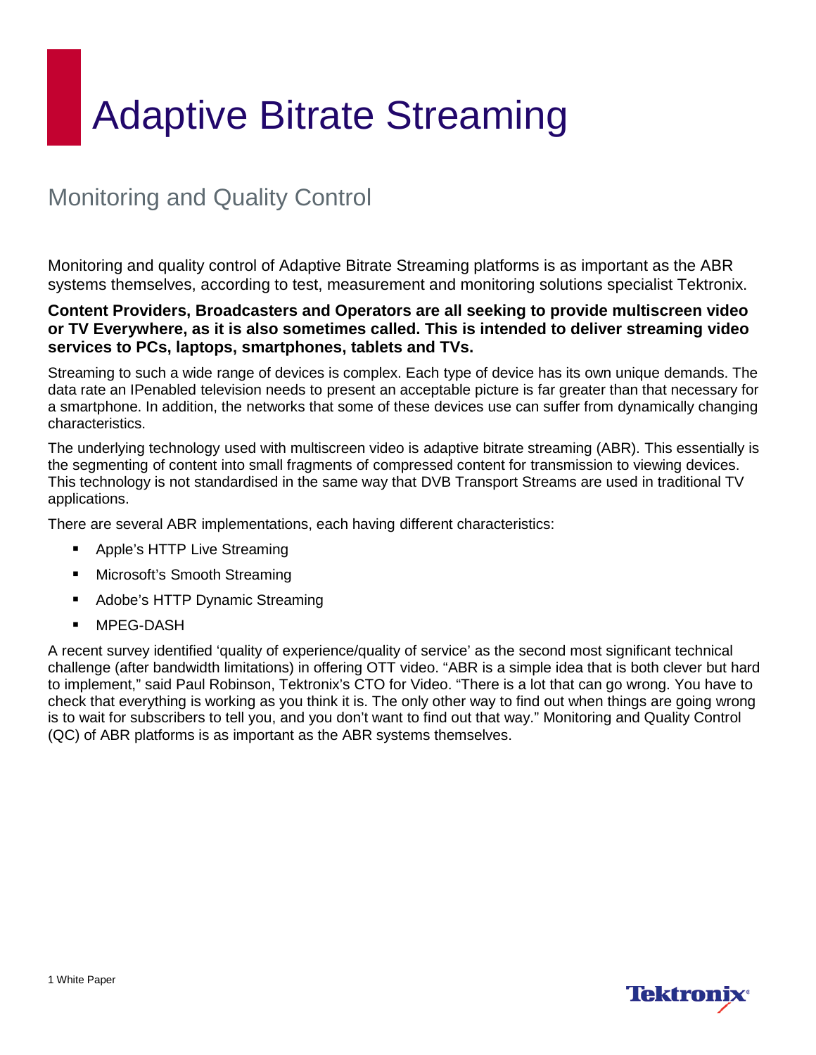# Adaptive Bitrate Streaming

## Monitoring and Quality Control

Monitoring and quality control of Adaptive Bitrate Streaming platforms is as important as the ABR systems themselves, according to test, measurement and monitoring solutions specialist Tektronix.

**Content Providers, Broadcasters and Operators are all seeking to provide multiscreen video or TV Everywhere, as it is also sometimes called. This is intended to deliver streaming video services to PCs, laptops, smartphones, tablets and TVs.**

Streaming to such a wide range of devices is complex. Each type of device has its own unique demands. The data rate an IPenabled television needs to present an acceptable picture is far greater than that necessary for a smartphone. In addition, the networks that some of these devices use can suffer from dynamically changing characteristics.

The underlying technology used with multiscreen video is adaptive bitrate streaming (ABR). This essentially is the segmenting of content into small fragments of compressed content for transmission to viewing devices. This technology is not standardised in the same way that DVB Transport Streams are used in traditional TV applications.

There are several ABR implementations, each having different characteristics:

- Apple's HTTP Live Streaming
- Microsoft's Smooth Streaming
- Adobe's HTTP Dynamic Streaming
- MPEG-DASH

A recent survey identified 'quality of experience/quality of service' as the second most significant technical challenge (after bandwidth limitations) in offering OTT video. "ABR is a simple idea that is both clever but hard to implement," said Paul Robinson, Tektronix's CTO for Video. "There is a lot that can go wrong. You have to check that everything is working as you think it is. The only other way to find out when things are going wrong is to wait for subscribers to tell you, and you don't want to find out that way." Monitoring and Quality Control (QC) of ABR platforms is as important as the ABR systems themselves.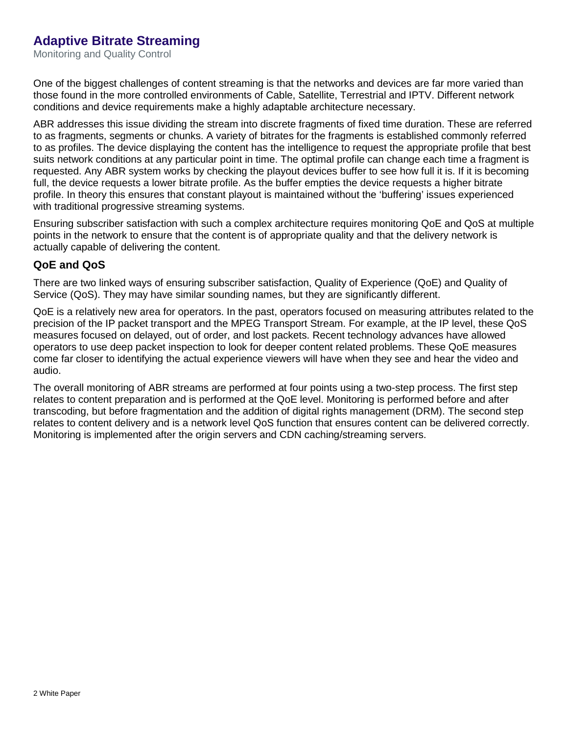# Adaptive Bitrate Streaming

Monitoring and Quality Control

One of the biggest challenges of content streaming is that the networks and devices are far more varied than those found in the more controlled environments of Cable, Satellite, Terrestrial and IPTV. Different network conditions and device requirements make a highly adaptable architecture necessary.

ABR addresses this issue dividing the stream into discrete fragments of fixed time duration. These are referred to as fragments, segments or chunks. A variety of bitrates for the fragments is established commonly referred to as profiles. The device displaying the content has the intelligence to request the appropriate profile that best suits network conditions at any particular point in time. The optimal profile can change each time a fragment is requested. Any ABR system works by checking the playout devices buffer to see how full it is. If it is becoming full, the device requests a lower bitrate profile. As the buffer empties the device requests a higher bitrate profile. In theory this ensures that constant playout is maintained without the 'buffering' issues experienced with traditional progressive streaming systems.

Ensuring subscriber satisfaction with such a complex architecture requires monitoring QoE and QoS at multiple points in the network to ensure that the content is of appropriate quality and that the delivery network is actually capable of delivering the content.

## QoE and QoS

There are two linked ways of ensuring subscriber satisfaction, Quality of Experience (QoE) and Quality of Service (QoS). They may have similar sounding names, but they are significantly different.

QoE is a relatively new area for operators. In the past, operators focused on measuring attributes related to the precision of the IP packet transport and the MPEG Transport Stream. For example, at the IP level, these QoS measures focused on delayed, out of order, and lost packets. Recent technology advances have allowed operators to use deep packet inspection to look for deeper content related problems. These QoE measures come far closer to identifying the actual experience viewers will have when they see and hear the video and audio.

The overall monitoring of ABR streams are performed at four points using a two-step process. The first step relates to content preparation and is performed at the QoE level. Monitoring is performed before and after transcoding, but before fragmentation and the addition of digital rights management (DRM). The second step relates to content delivery and is a network level QoS function that ensures content can be delivered correctly. Monitoring is implemented after the origin servers and CDN caching/streaming servers.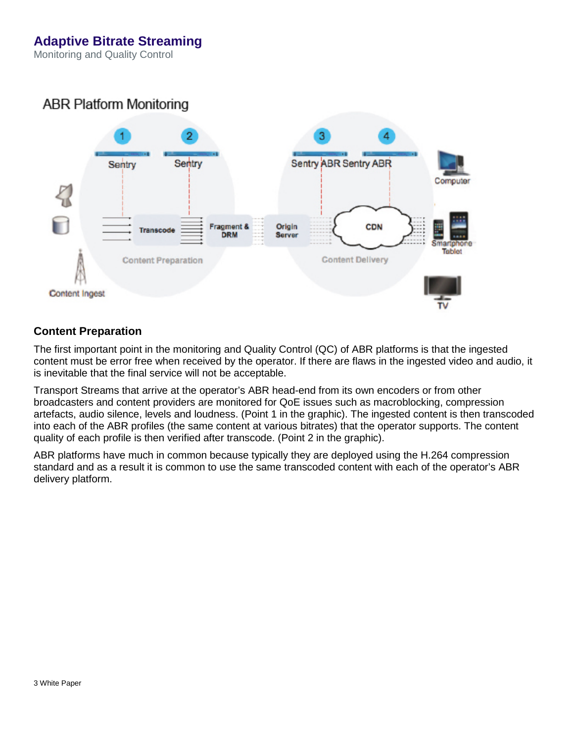## Adaptive Bitrate Streaming

Monitoring and Quality Control

### Content Preparation

The first important point in the monitoring and Quality Control (QC) of ABR platforms is that the ingested content must be error free when received by the operator. If there are flaws in the ingested video and audio, it is inevitable that the final service will not be acceptable.

Transport Streams that arrive at the operator's ABR head-end from its own encoders or from other broadcasters and content providers are monitored for QoE issues such as macroblocking, compression artefacts, audio silence, levels and loudness. (Point 1 in the graphic). The ingested content is then transcoded into each of the ABR profiles (the same content at various bitrates) that the operator supports. The content quality of each profile is then verified after transcode. (Point 2 in the graphic).

ABR platforms have much in common because typically they are deployed using the H.264 compression standard and as a result it is common to use the same transcoded content with each of the operator's ABR delivery platform.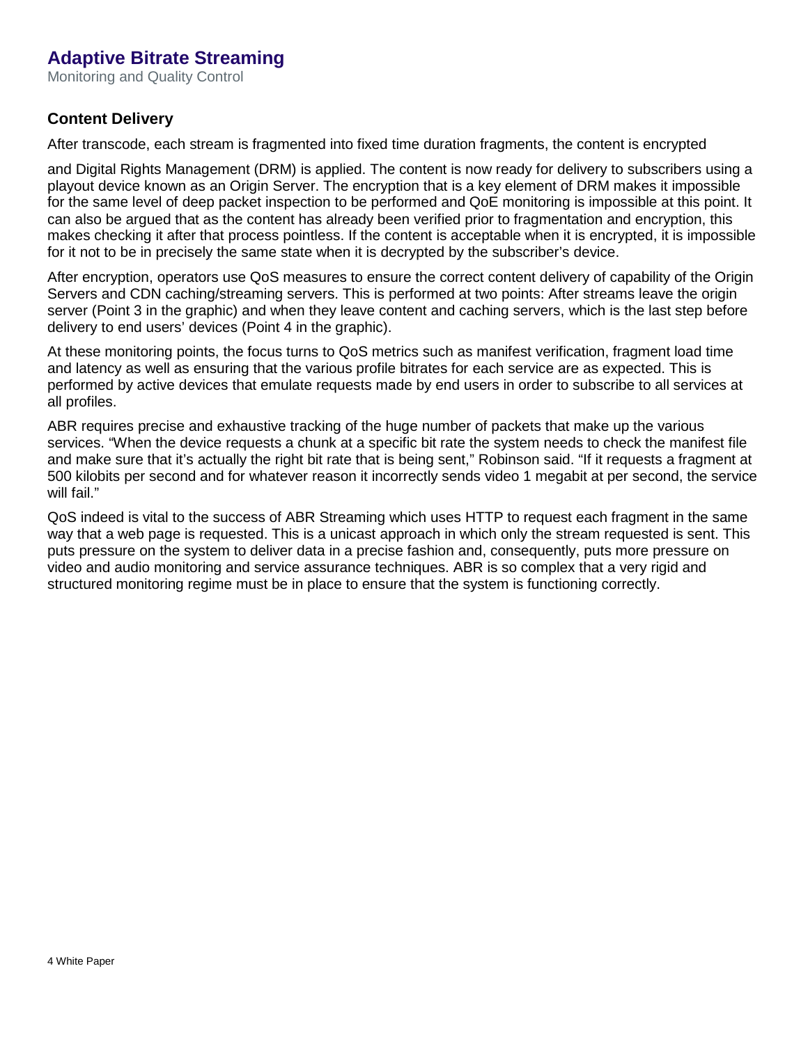## Content Delivery

After transcode, each stream is fragmented into fixed time duration fragments, the content is encrypted

and Digital Rights Management (DRM) is applied. The content is now ready for delivery to subscribers using a playout device known as an Origin Server. The encryption that is a key element of DRM makes it impossible for the same level of deep packet inspection to be performed and QoE monitoring is impossible at this point. It can also be argued that as the content has already been verified prior to fragmentation and encryption, this makes checking it after that process pointless. If the content is acceptable when it is encrypted, it is impossible for it not to be in precisely the same state when it is decrypted by the subscriber's device.

After encryption, operators use QoS measures to ensure the correct content delivery of capability of the Origin Servers and CDN caching/streaming servers. This is performed at two points: After streams leave the origin server (Point 3 in the graphic) and when they leave content and caching servers, which is the last step before delivery to end users' devices (Point 4 in the graphic).

At these monitoring points, the focus turns to QoS metrics such as manifest verification, fragment load time and latency as well as ensuring that the various profile bitrates for each service are as expected. This is performed by active devices that emulate requests made by end users in order to subscribe to all services at all profiles.

ABR requires precise and exhaustive tracking of the huge number of packets that make up the various services. "When the device requests a chunk at a specific bit rate the system needs to check the manifest file and make sure that it's actually the right bit rate that is being sent," Robinson said. "If it requests a fragment at 500 kilobits per second and for whatever reason it incorrectly sends video 1 megabit at per second, the service will fail."

QoS indeed is vital to the success of ABR Streaming which uses HTTP to request each fragment in the same way that a web page is requested. This is a unicast approach in which only the stream requested is sent. This puts pressure on the system to deliver data in a precise fashion and, consequently, puts more pressure on video and audio monitoring and service assurance techniques. ABR is so complex that a very rigid and structured monitoring regime must be in place to ensure that the system is functioning correctly.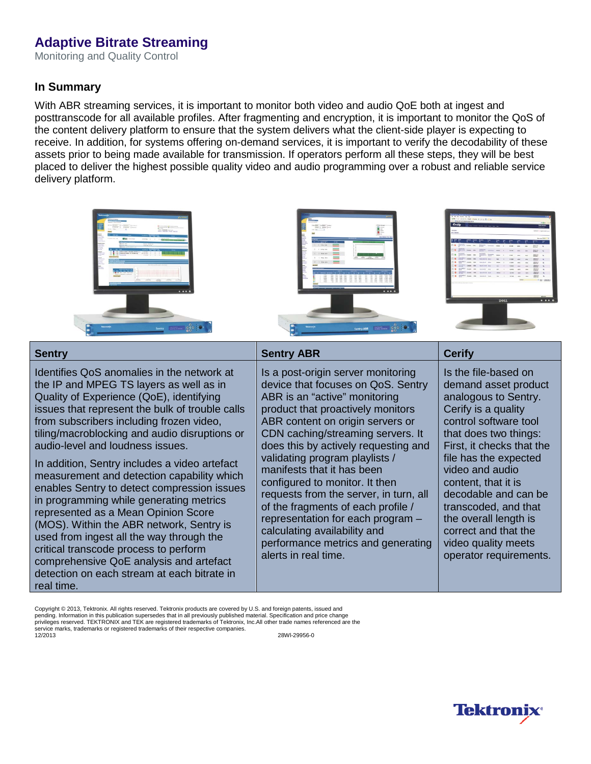# Adaptive Bitrate Streaming

Monitoring and Quality Control

## In Summary

With ABR streaming services, it is important to monitor both video and audio QoE both at ingest and posttranscode for all available profiles. After fragmenting and encryption, it is important to monitor the QoS of the content delivery platform to ensure that the system delivers what the client-side player is expecting to receive. In addition, for systems offering on-demand services, it is important to verify the decodability of these assets prior to being made available for transmission. If operators perform all these steps, they will be best placed to deliver the highest possible quality video and audio programming over a robust and reliable service delivery platform.

| Sentry | Sentry ABR | Cerify |
|---|---|---|
| Identifies QoS anomalies in the network at the IP and MPEG TS layers as well as in Quality of Experience (QoE), identifying issues that represent the bulk of trouble calls from subscribers including frozen video, tiling/macroblocking and audio disruptions or audio-level and loudness issues.<br><br>In addition, Sentry includes a video artefact measurement and detection capability which enables Sentry to detect compression issues in programming while generating metrics represented as a Mean Opinion Score (MOS). Within the ABR network, Sentry is used from ingest all the way through the critical transcode process to perform comprehensive QoE analysis and artefact detection on each stream at each bitrate in real time. | Is a post-origin server monitoring device that focuses on QoS. Sentry ABR is an “active” monitoring product that proactively monitors ABR content on origin servers or CDN caching/streaming servers. It does this by actively requesting and validating program playlists / manifests that it has been configured to monitor. It then requests from the server, in turn, all of the fragments of each profile / representation for each program – calculating availability and performance metrics and generating alerts in real time. | Is the file-based on demand asset product analogous to Sentry. Cerify is a quality control software tool that does two things: First, it checks that the file has the expected video and audio content, that it is decodable and can be transcoded, and that the overall length is correct and that the video quality meets operator requirements. |

Copyright © 2013, Tektronix. All rights reserved. Tektronix products are covered by U.S. and foreign patents, issued and pending. Information in this publication supersedes that in all previously published material. Specification and price change privileges reserved. TEKTRONIX and TEK are registered trademarks of Tektronix, Inc.All other trade names referenced are the service marks, trademarks or registered trademarks of their respective companies.
12/2013 28WI-29956-0